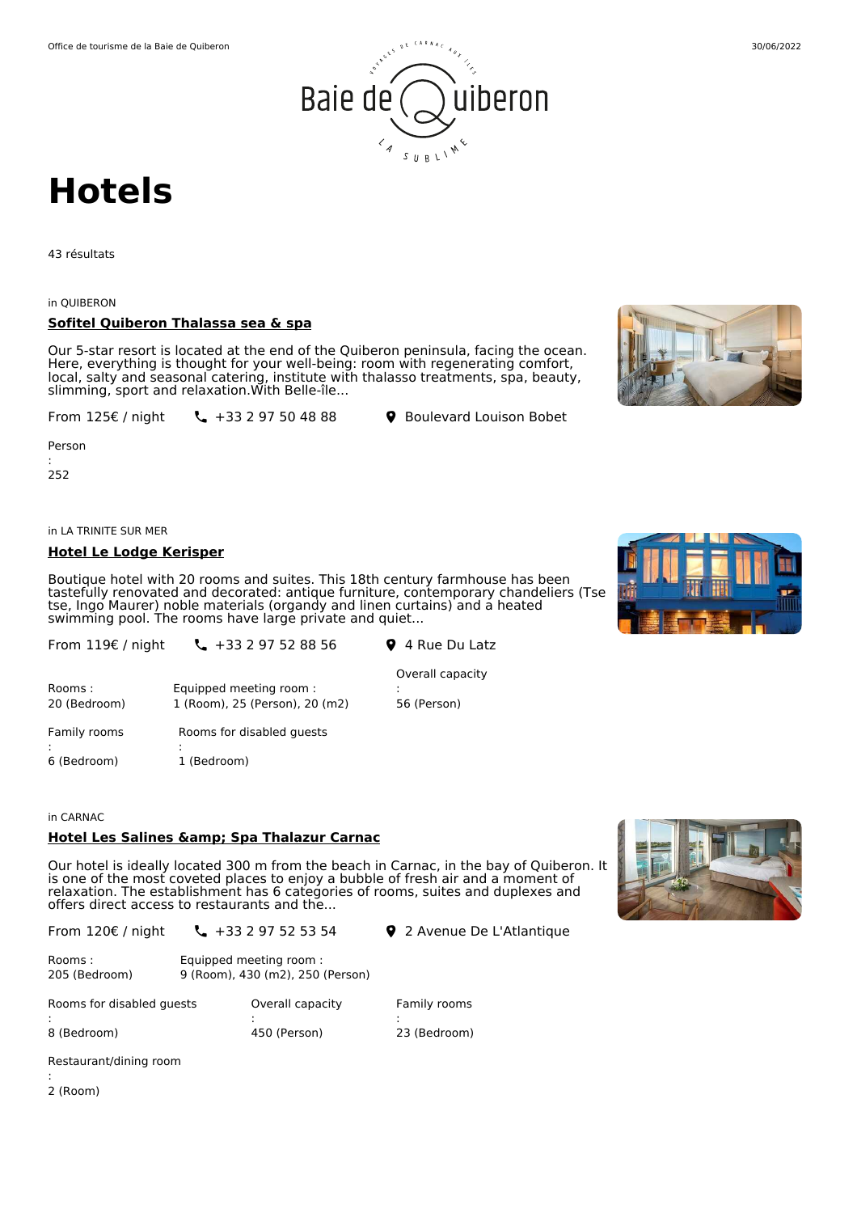# Hotels

43 résultats

in QUIBERON

**Sofitel Quiberon Thalassa sea & spa**

Our 5-star resort is located at the end of the Quiberon peninsula, facing the ocean. Here, everything is thought for your well-being: room with regenerating comfort, local, salty and seasonal catering, institute with thalasso treatments, spa, beauty, slimming, sport and relaxation.With Belle-île...

From 125€ / night   +33 2 97 50 48 88   Boulevard Louison Bobet

Person : 252

in LA TRINITE SUR MER

**Hotel Le Lodge Kerisper**

Boutique hotel with 20 rooms and suites. This 18th century farmhouse has been tastefully renovated and decorated: antique furniture, contemporary chandeliers (Tse tse, Ingo Maurer) noble materials (organdy and linen curtains) and a heated swimming pool. The rooms have large private and quiet...

From 119€ / night   +33 2 97 52 88 56   4 Rue Du Latz

Rooms : 20 (Bedroom)

Equipped meeting room : 1 (Room), 25 (Person), 20 (m2)

Overall capacity : 56 (Person)

Family rooms : 6 (Bedroom)

Rooms for disabled guests : 1 (Bedroom)

in CARNAC

**Hotel Les Salines &amp; Spa Thalazur Carnac**

Our hotel is ideally located 300 m from the beach in Carnac, in the bay of Quiberon. It is one of the most coveted places to enjoy a bubble of fresh air and a moment of relaxation. The establishment has 6 categories of rooms, suites and duplexes and offers direct access to restaurants and the...

From 120€ / night   +33 2 97 52 53 54   2 Avenue De L'Atlantique

Rooms : 205 (Bedroom)

Equipped meeting room : 9 (Room), 430 (m2), 250 (Person)

Rooms for disabled guests : 8 (Bedroom)

Overall capacity : 450 (Person)

Family rooms : 23 (Bedroom)

Restaurant/dining room : 2 (Room)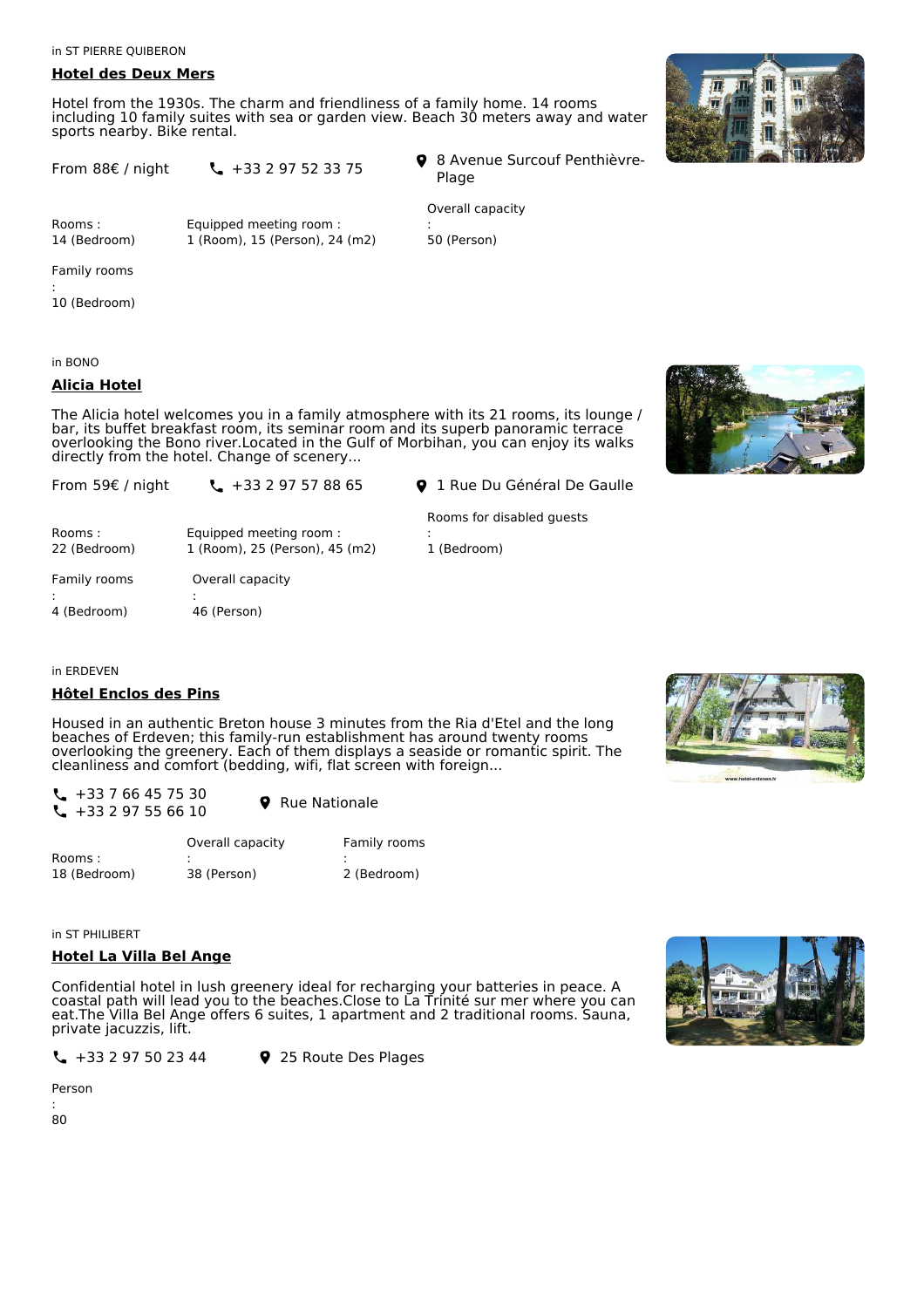in ST PIERRE QUIBERON

## Hotel des Deux Mers

Hotel from the 1930s. The charm and friendliness of a family home. 14 rooms including 10 family suites with sea or garden view. Beach 30 meters away and water sports nearby. Bike rental.

From 88€ / night

+33 2 97 52 33 75

8 Avenue Surcouf Penthièvre-Plage

Rooms : 14 (Bedroom)

Equipped meeting room : 1 (Room), 15 (Person), 24 (m2)

Overall capacity : 50 (Person)

Family rooms : 10 (Bedroom)

in BONO

## Alicia Hotel

The Alicia hotel welcomes you in a family atmosphere with its 21 rooms, its lounge / bar, its buffet breakfast room, its seminar room and its superb panoramic terrace overlooking the Bono river.Located in the Gulf of Morbihan, you can enjoy its walks directly from the hotel. Change of scenery...

From 59€ / night

+33 2 97 57 88 65

1 Rue Du Général De Gaulle

Rooms : 22 (Bedroom)

Equipped meeting room : 1 (Room), 25 (Person), 45 (m2)

Rooms for disabled guests : 1 (Bedroom)

Family rooms : 4 (Bedroom)

Overall capacity : 46 (Person)

in ERDEVEN

## Hôtel Enclos des Pins

Housed in an authentic Breton house 3 minutes from the Ria d'Etel and the long beaches of Erdeven; this family-run establishment has around twenty rooms overlooking the greenery. Each of them displays a seaside or romantic spirit. The cleanliness and comfort (bedding, wifi, flat screen with foreign...

+33 7 66 45 75 30
+33 2 97 55 66 10

Rue Nationale

Rooms : 18 (Bedroom)

Overall capacity : 38 (Person)

Family rooms : 2 (Bedroom)

in ST PHILIBERT

## Hotel La Villa Bel Ange

Confidential hotel in lush greenery ideal for recharging your batteries in peace. A coastal path will lead you to the beaches.Close to La Trinité sur mer where you can eat.The Villa Bel Ange offers 6 suites, 1 apartment and 2 traditional rooms. Sauna, private jacuzzis, lift.

+33 2 97 50 23 44

25 Route Des Plages

Person : 80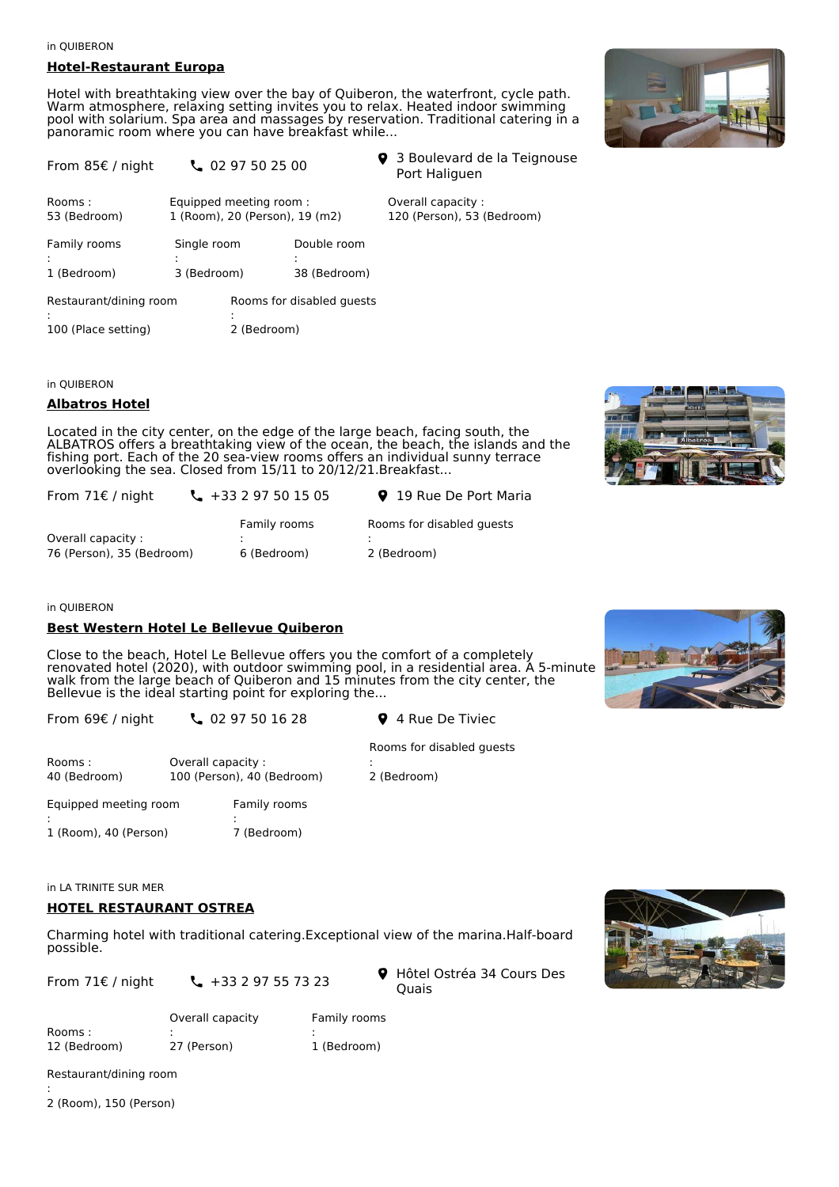in QUIBERON

## Hotel-Restaurant Europa

Hotel with breathtaking view over the bay of Quiberon, the waterfront, cycle path. Warm atmosphere, relaxing setting invites you to relax. Heated indoor swimming pool with solarium. Spa area and massages by reservation. Traditional catering in a panoramic room where you can have breakfast while...

From 85€ / night

02 97 50 25 00

3 Boulevard de la Teignouse Port Haliguen

Rooms : 53 (Bedroom)

Equipped meeting room : 1 (Room), 20 (Person), 19 (m2)

Overall capacity : 120 (Person), 53 (Bedroom)

Family rooms : 1 (Bedroom)

Single room : 3 (Bedroom)

Double room : 38 (Bedroom)

Restaurant/dining room : 100 (Place setting)

Rooms for disabled guests : 2 (Bedroom)

in QUIBERON

## Albatros Hotel

Located in the city center, on the edge of the large beach, facing south, the ALBATROS offers a breathtaking view of the ocean, the beach, the islands and the fishing port. Each of the 20 sea-view rooms offers an individual sunny terrace overlooking the sea. Closed from 15/11 to 20/12/21.Breakfast...

From 71€ / night

+33 2 97 50 15 05

19 Rue De Port Maria

Overall capacity : 76 (Person), 35 (Bedroom)

Family rooms : 6 (Bedroom)

Rooms for disabled guests : 2 (Bedroom)

in QUIBERON

## Best Western Hotel Le Bellevue Quiberon

Close to the beach, Hotel Le Bellevue offers you the comfort of a completely renovated hotel (2020), with outdoor swimming pool, in a residential area. A 5-minute walk from the large beach of Quiberon and 15 minutes from the city center, the Bellevue is the ideal starting point for exploring the...

From 69€ / night

02 97 50 16 28

4 Rue De Tiviec

Rooms : 40 (Bedroom)

Overall capacity : 100 (Person), 40 (Bedroom)

Rooms for disabled guests : 2 (Bedroom)

Equipped meeting room : 1 (Room), 40 (Person)

Family rooms : 7 (Bedroom)

in LA TRINITE SUR MER

## HOTEL RESTAURANT OSTREA

Charming hotel with traditional catering.Exceptional view of the marina.Half-board possible.

From 71€ / night

+33 2 97 55 73 23

Hôtel Ostréa 34 Cours Des Quais

Rooms : 12 (Bedroom)

Overall capacity : 27 (Person)

Family rooms : 1 (Bedroom)

Restaurant/dining room : 2 (Room), 150 (Person)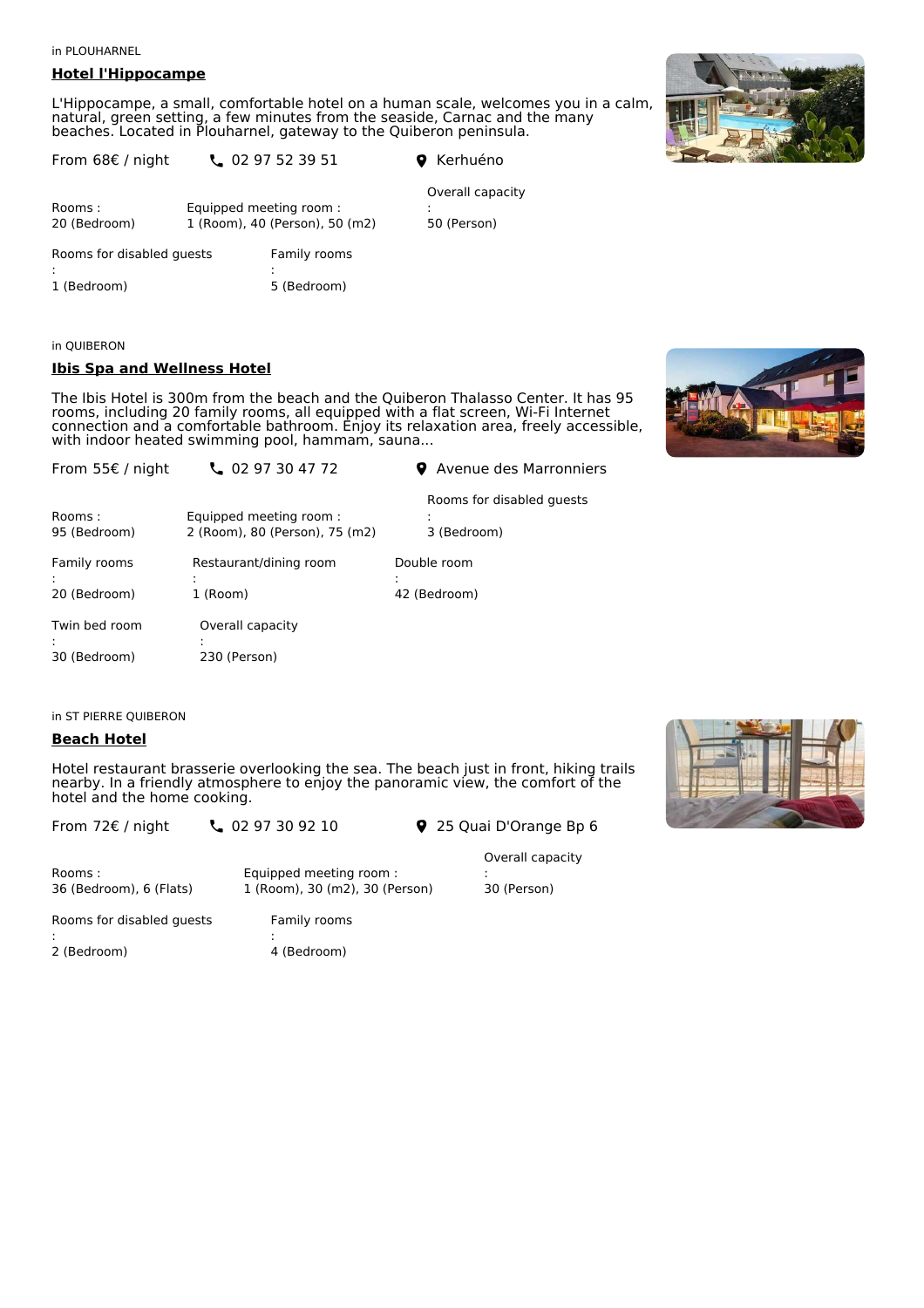in PLOUHARNEL

## Hotel l'Hippocampe

L'Hippocampe, a small, comfortable hotel on a human scale, welcomes you in a calm, natural, green setting, a few minutes from the seaside, Carnac and the many beaches. Located in Plouharnel, gateway to the Quiberon peninsula.

From 68€ / night

02 97 52 39 51

Kerhuéno

Rooms :
20 (Bedroom)

Equipped meeting room :
1 (Room), 40 (Person), 50 (m2)

Overall capacity
:
50 (Person)

Rooms for disabled guests
:
1 (Bedroom)

Family rooms
:
5 (Bedroom)

in QUIBERON

## Ibis Spa and Wellness Hotel

The Ibis Hotel is 300m from the beach and the Quiberon Thalasso Center. It has 95 rooms, including 20 family rooms, all equipped with a flat screen, Wi-Fi Internet connection and a comfortable bathroom. Enjoy its relaxation area, freely accessible, with indoor heated swimming pool, hammam, sauna...

From 55€ / night

02 97 30 47 72

Avenue des Marronniers

Rooms :
95 (Bedroom)

Equipped meeting room :
2 (Room), 80 (Person), 75 (m2)

Rooms for disabled guests
:
3 (Bedroom)

Family rooms
:
20 (Bedroom)

Restaurant/dining room
:
1 (Room)

Double room
:
42 (Bedroom)

Twin bed room
:
30 (Bedroom)

Overall capacity
:
230 (Person)

in ST PIERRE QUIBERON

## Beach Hotel

Hotel restaurant brasserie overlooking the sea. The beach just in front, hiking trails nearby. In a friendly atmosphere to enjoy the panoramic view, the comfort of the hotel and the home cooking.

From 72€ / night

02 97 30 92 10

25 Quai D'Orange Bp 6

Rooms :
36 (Bedroom), 6 (Flats)

Equipped meeting room :
1 (Room), 30 (m2), 30 (Person)

Overall capacity
:
30 (Person)

Rooms for disabled guests
:
2 (Bedroom)

Family rooms
:
4 (Bedroom)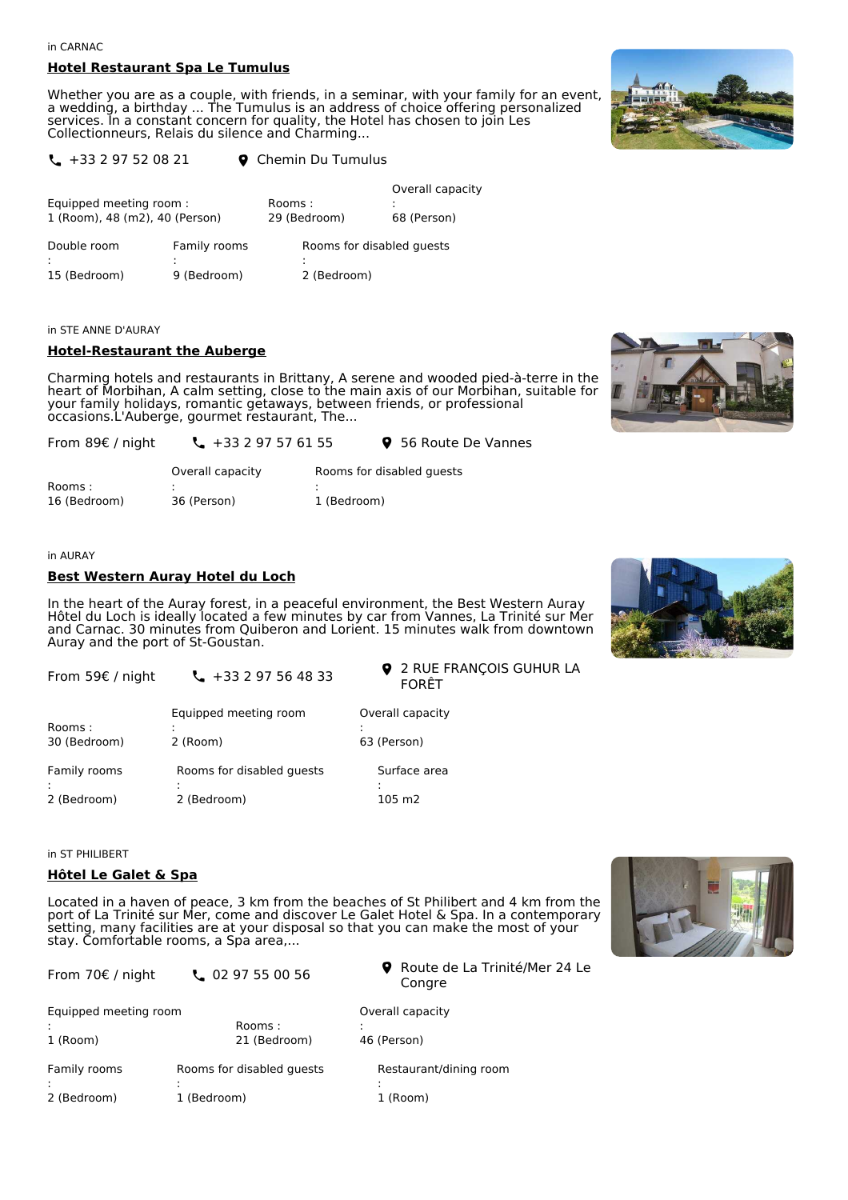in CARNAC

## Hotel Restaurant Spa Le Tumulus

Whether you are as a couple, with friends, in a seminar, with your family for an event, a wedding, a birthday ... The Tumulus is an address of choice offering personalized services. In a constant concern for quality, the Hotel has chosen to join Les Collectionneurs, Relais du silence and Charming...

+33 2 97 52 08 21 Chemin Du Tumulus

Equipped meeting room : 1 (Room), 48 (m2), 40 (Person)

Rooms : 29 (Bedroom)

Overall capacity : 68 (Person)

Double room : 15 (Bedroom)

Family rooms : 9 (Bedroom)

Rooms for disabled guests : 2 (Bedroom)

in STE ANNE D'AURAY

## Hotel-Restaurant the Auberge

Charming hotels and restaurants in Brittany, A serene and wooded pied-à-terre in the heart of Morbihan, A calm setting, close to the main axis of our Morbihan, suitable for your family holidays, romantic getaways, between friends, or professional occasions.L'Auberge, gourmet restaurant, The...

From 89€ / night +33 2 97 57 61 55 56 Route De Vannes

Rooms : 16 (Bedroom)

Overall capacity : 36 (Person)

Rooms for disabled guests : 1 (Bedroom)

in AURAY

## Best Western Auray Hotel du Loch

In the heart of the Auray forest, in a peaceful environment, the Best Western Auray Hôtel du Loch is ideally located a few minutes by car from Vannes, La Trinité sur Mer and Carnac. 30 minutes from Quiberon and Lorient. 15 minutes walk from downtown Auray and the port of St-Goustan.

From 59€ / night +33 2 97 56 48 33 2 RUE FRANÇOIS GUHUR LA FORÊT

Rooms : 30 (Bedroom)

Equipped meeting room : 2 (Room)

Overall capacity : 63 (Person)

Family rooms : 2 (Bedroom)

Rooms for disabled guests : 2 (Bedroom)

Surface area : 105 m2

in ST PHILIBERT

## Hôtel Le Galet & Spa

Located in a haven of peace, 3 km from the beaches of St Philibert and 4 km from the port of La Trinité sur Mer, come and discover Le Galet Hotel & Spa. In a contemporary setting, many facilities are at your disposal so that you can make the most of your stay. Comfortable rooms, a Spa area,...

From 70€ / night 02 97 55 00 56 Route de La Trinité/Mer 24 Le Congre

Equipped meeting room : 1 (Room)

Rooms : 21 (Bedroom)

Overall capacity : 46 (Person)

Family rooms : 2 (Bedroom)

Rooms for disabled guests : 1 (Bedroom)

Restaurant/dining room : 1 (Room)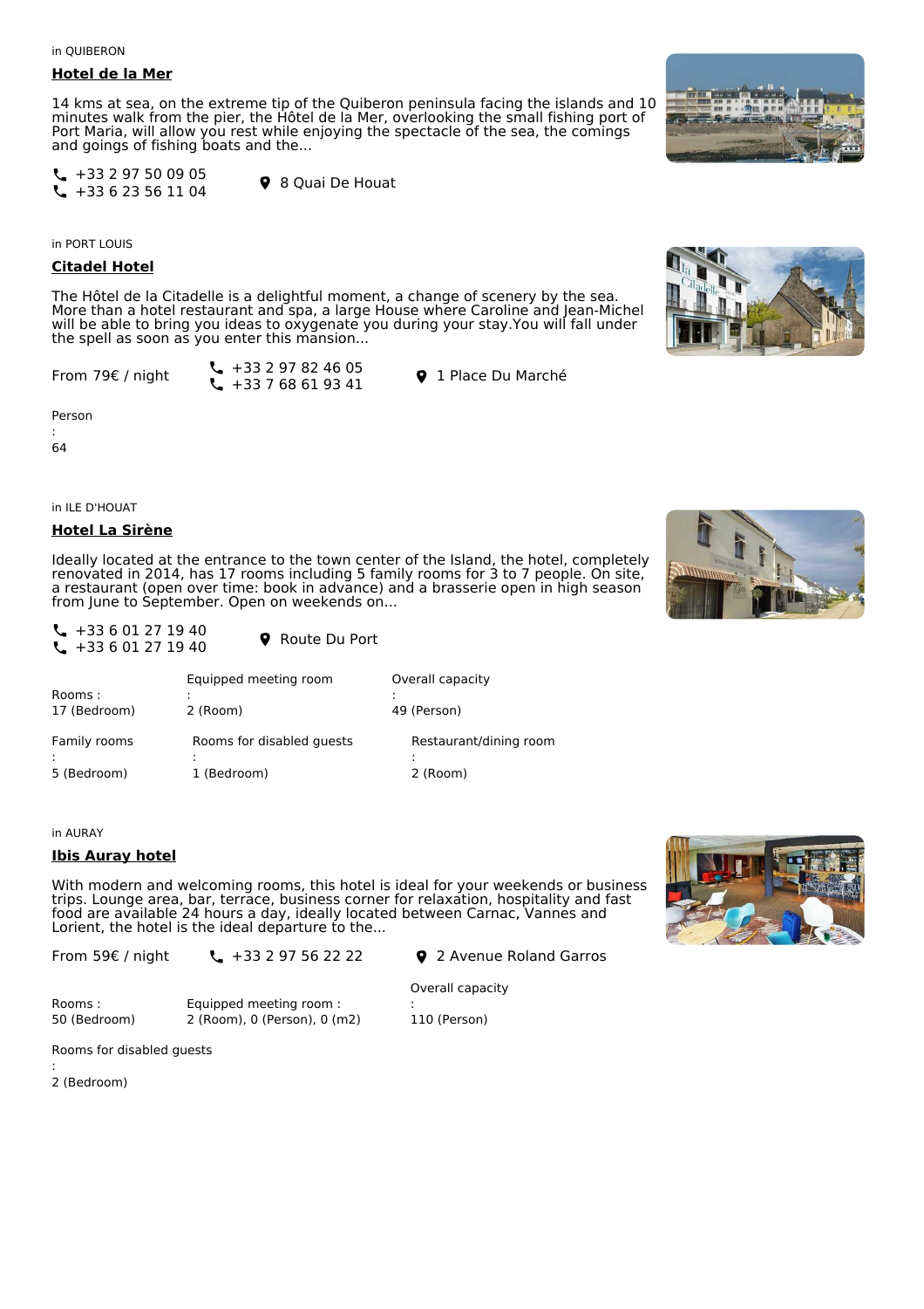in QUIBERON

## Hotel de la Mer

14 kms at sea, on the extreme tip of the Quiberon peninsula facing the islands and 10 minutes walk from the pier, the Hôtel de la Mer, overlooking the small fishing port of Port Maria, will allow you rest while enjoying the spectacle of the sea, the comings and goings of fishing boats and the...

+33 2 97 50 09 05
+33 6 23 56 11 04

8 Quai De Houat

in PORT LOUIS

## Citadel Hotel

The Hôtel de la Citadelle is a delightful moment, a change of scenery by the sea. More than a hotel restaurant and spa, a large House where Caroline and Jean-Michel will be able to bring you ideas to oxygenate you during your stay.You will fall under the spell as soon as you enter this mansion...

From 79€ / night

+33 2 97 82 46 05
+33 7 68 61 93 41

1 Place Du Marché

Person : 64

in ILE D'HOUAT

## Hotel La Sirène

Ideally located at the entrance to the town center of the Island, the hotel, completely renovated in 2014, has 17 rooms including 5 family rooms for 3 to 7 people. On site, a restaurant (open over time: book in advance) and a brasserie open in high season from June to September. Open on weekends on...

+33 6 01 27 19 40
+33 6 01 27 19 40

Route Du Port

Rooms : 17 (Bedroom)

Equipped meeting room : 2 (Room)

Overall capacity : 49 (Person)

Family rooms : 5 (Bedroom)

Rooms for disabled guests : 1 (Bedroom)

Restaurant/dining room : 2 (Room)

in AURAY

## Ibis Auray hotel

With modern and welcoming rooms, this hotel is ideal for your weekends or business trips. Lounge area, bar, terrace, business corner for relaxation, hospitality and fast food are available 24 hours a day, ideally located between Carnac, Vannes and Lorient, the hotel is the ideal departure to the...

From 59€ / night

+33 2 97 56 22 22

2 Avenue Roland Garros

Rooms : 50 (Bedroom)

Equipped meeting room : 2 (Room), 0 (Person), 0 (m2)

Overall capacity : 110 (Person)

Rooms for disabled guests : 2 (Bedroom)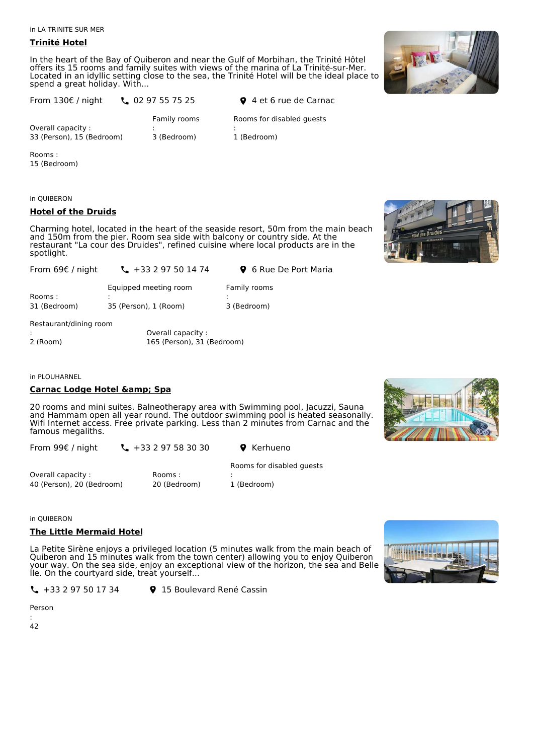in LA TRINITE SUR MER

## Trinité Hotel

In the heart of the Bay of Quiberon and near the Gulf of Morbihan, the Trinité Hôtel offers its 15 rooms and family suites with views of the marina of La Trinité-sur-Mer. Located in an idyllic setting close to the sea, the Trinité Hotel will be the ideal place to spend a great holiday. With...

From 130€ / night    02 97 55 75 25    4 et 6 rue de Carnac

Overall capacity : 33 (Person), 15 (Bedroom)

Family rooms : 3 (Bedroom)

Rooms for disabled guests : 1 (Bedroom)

Rooms : 15 (Bedroom)

in QUIBERON

## Hotel of the Druids

Charming hotel, located in the heart of the seaside resort, 50m from the main beach and 150m from the pier. Room sea side with balcony or country side. At the restaurant "La cour des Druides", refined cuisine where local products are in the spotlight.

From 69€ / night    +33 2 97 50 14 74    6 Rue De Port Maria

Rooms : 31 (Bedroom)

Equipped meeting room : 35 (Person), 1 (Room)

Family rooms : 3 (Bedroom)

Restaurant/dining room : 2 (Room)

Overall capacity : 165 (Person), 31 (Bedroom)

in PLOUHARNEL

## Carnac Lodge Hotel &amp; Spa

20 rooms and mini suites. Balneotherapy area with Swimming pool, Jacuzzi, Sauna and Hammam open all year round. The outdoor swimming pool is heated seasonally. Wifi Internet access. Free private parking. Less than 2 minutes from Carnac and the famous megaliths.

From 99€ / night    +33 2 97 58 30 30    Kerhueno

Overall capacity : 40 (Person), 20 (Bedroom)

Rooms : 20 (Bedroom)

Rooms for disabled guests : 1 (Bedroom)

in QUIBERON

## The Little Mermaid Hotel

La Petite Sirène enjoys a privileged location (5 minutes walk from the main beach of Quiberon and 15 minutes walk from the town center) allowing you to enjoy Quiberon your way. On the sea side, enjoy an exceptional view of the horizon, the sea and Belle Île. On the courtyard side, treat yourself...

+33 2 97 50 17 34    15 Boulevard René Cassin

Person : 42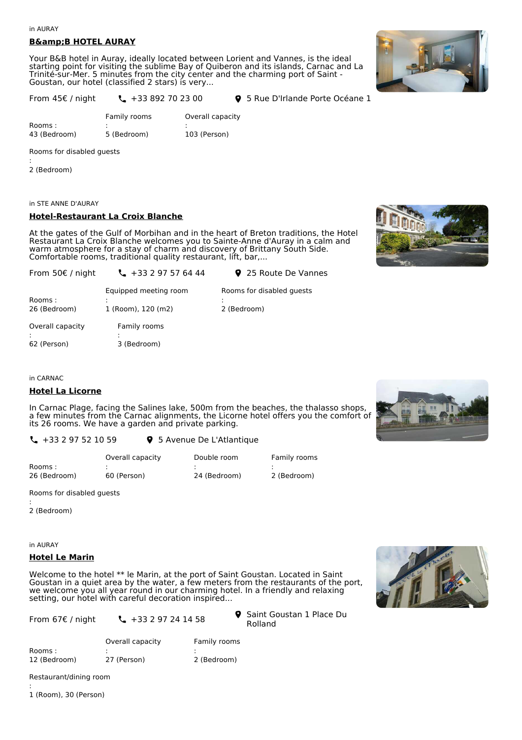in AURAY

## B&amp;B HOTEL AURAY

Your B&B hotel in Auray, ideally located between Lorient and Vannes, is the ideal starting point for visiting the sublime Bay of Quiberon and its islands, Carnac and La Trinité-sur-Mer. 5 minutes from the city center and the charming port of Saint - Goustan, our hotel (classified 2 stars) is very...

From 45€ / night | +33 892 70 23 00 | 5 Rue D'Irlande Porte Océane 1

Rooms : 43 (Bedroom)

Family rooms : 5 (Bedroom)

Overall capacity : 103 (Person)

Rooms for disabled guests : 2 (Bedroom)

in STE ANNE D'AURAY

## Hotel-Restaurant La Croix Blanche

At the gates of the Gulf of Morbihan and in the heart of Breton traditions, the Hotel Restaurant La Croix Blanche welcomes you to Sainte-Anne d'Auray in a calm and warm atmosphere for a stay of charm and discovery of Brittany South Side. Comfortable rooms, traditional quality restaurant, lift, bar,...

From 50€ / night | +33 2 97 57 64 44 | 25 Route De Vannes

Rooms : 26 (Bedroom)

Equipped meeting room : 1 (Room), 120 (m2)

Rooms for disabled guests : 2 (Bedroom)

Overall capacity : 62 (Person)

Family rooms : 3 (Bedroom)

in CARNAC

## Hotel La Licorne

In Carnac Plage, facing the Salines lake, 500m from the beaches, the thalasso shops, a few minutes from the Carnac alignments, the Licorne hotel offers you the comfort of its 26 rooms. We have a garden and private parking.

+33 2 97 52 10 59 | 5 Avenue De L'Atlantique

Rooms : 26 (Bedroom)

Overall capacity : 60 (Person)

Double room : 24 (Bedroom)

Family rooms : 2 (Bedroom)

Rooms for disabled guests : 2 (Bedroom)

in AURAY

## Hotel Le Marin

Welcome to the hotel ** le Marin, at the port of Saint Goustan. Located in Saint Goustan in a quiet area by the water, a few meters from the restaurants of the port, we welcome you all year round in our charming hotel. In a friendly and relaxing setting, our hotel with careful decoration inspired...

From 67€ / night | +33 2 97 24 14 58 | Saint Goustan 1 Place Du Rolland

Rooms : 12 (Bedroom)

Overall capacity : 27 (Person)

Family rooms : 2 (Bedroom)

Restaurant/dining room : 1 (Room), 30 (Person)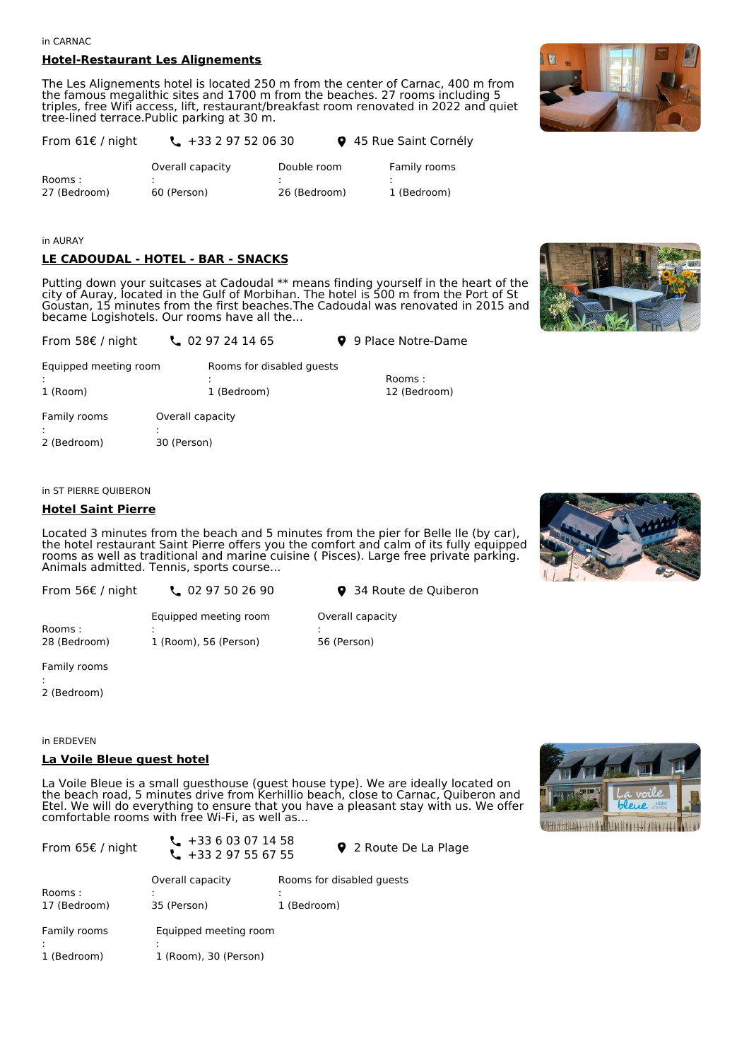in CARNAC

## Hotel-Restaurant Les Alignements

The Les Alignements hotel is located 250 m from the center of Carnac, 400 m from the famous megalithic sites and 1700 m from the beaches. 27 rooms including 5 triples, free Wifi access, lift, restaurant/breakfast room renovated in 2022 and quiet tree-lined terrace.Public parking at 30 m.

From 61€ / night — +33 2 97 52 06 30 — 45 Rue Saint Cornély

Rooms : 27 (Bedroom)

Overall capacity : 60 (Person)

Double room : 26 (Bedroom)

Family rooms : 1 (Bedroom)

in AURAY

## LE CADOUDAL - HOTEL - BAR - SNACKS

Putting down your suitcases at Cadoudal ** means finding yourself in the heart of the city of Auray, located in the Gulf of Morbihan. The hotel is 500 m from the Port of St Goustan, 15 minutes from the first beaches.The Cadoudal was renovated in 2015 and became Logishotels. Our rooms have all the...

From 58€ / night — 02 97 24 14 65 — 9 Place Notre-Dame

Equipped meeting room : 1 (Room)

Rooms for disabled guests : 1 (Bedroom)

Rooms : 12 (Bedroom)

Family rooms : 2 (Bedroom)

Overall capacity : 30 (Person)

in ST PIERRE QUIBERON

## Hotel Saint Pierre

Located 3 minutes from the beach and 5 minutes from the pier for Belle Ile (by car), the hotel restaurant Saint Pierre offers you the comfort and calm of its fully equipped rooms as well as traditional and marine cuisine ( Pisces). Large free private parking. Animals admitted. Tennis, sports course...

From 56€ / night — 02 97 50 26 90 — 34 Route de Quiberon

Rooms : 28 (Bedroom)

Equipped meeting room : 1 (Room), 56 (Person)

Overall capacity : 56 (Person)

Family rooms : 2 (Bedroom)

in ERDEVEN

## La Voile Bleue guest hotel

La Voile Bleue is a small guesthouse (guest house type). We are ideally located on the beach road, 5 minutes drive from Kerhillio beach, close to Carnac, Quiberon and Etel. We will do everything to ensure that you have a pleasant stay with us. We offer comfortable rooms with free Wi-Fi, as well as...

From 65€ / night — +33 6 03 07 14 58 / +33 2 97 55 67 55 — 2 Route De La Plage

Rooms : 17 (Bedroom)

Overall capacity : 35 (Person)

Rooms for disabled guests : 1 (Bedroom)

Family rooms : 1 (Bedroom)

Equipped meeting room : 1 (Room), 30 (Person)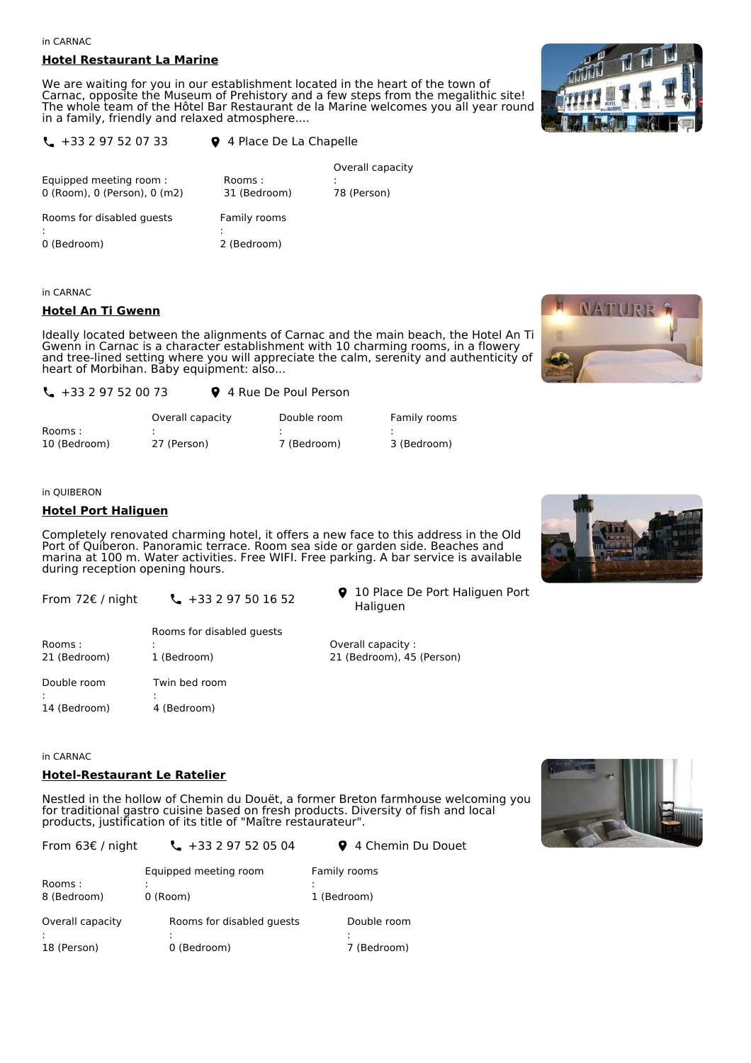in CARNAC

### Hotel Restaurant La Marine

We are waiting for you in our establishment located in the heart of the town of Carnac, opposite the Museum of Prehistory and a few steps from the megalithic site! The whole team of the Hôtel Bar Restaurant de la Marine welcomes you all year round in a family, friendly and relaxed atmosphere....

+33 2 97 52 07 33 — 4 Place De La Chapelle

Equipped meeting room : 0 (Room), 0 (Person), 0 (m2)

Rooms : 31 (Bedroom)

Overall capacity : 78 (Person)

Rooms for disabled guests : 0 (Bedroom)

Family rooms : 2 (Bedroom)

in CARNAC

### Hotel An Ti Gwenn

Ideally located between the alignments of Carnac and the main beach, the Hotel An Ti Gwenn in Carnac is a character establishment with 10 charming rooms, in a flowery and tree-lined setting where you will appreciate the calm, serenity and authenticity of heart of Morbihan. Baby equipment: also...

+33 2 97 52 00 73 — 4 Rue De Poul Person

Rooms : 10 (Bedroom)

Overall capacity : 27 (Person)

Double room : 7 (Bedroom)

Family rooms : 3 (Bedroom)

in QUIBERON

### Hotel Port Haliguen

Completely renovated charming hotel, it offers a new face to this address in the Old Port of Quiberon. Panoramic terrace. Room sea side or garden side. Beaches and marina at 100 m. Water activities. Free WIFI. Free parking. A bar service is available during reception opening hours.

From 72€ / night — +33 2 97 50 16 52 — 10 Place De Port Haliguen Port Haliguen

Rooms : 21 (Bedroom)

Rooms for disabled guests : 1 (Bedroom)

Overall capacity : 21 (Bedroom), 45 (Person)

Double room : 14 (Bedroom)

Twin bed room : 4 (Bedroom)

in CARNAC

### Hotel-Restaurant Le Ratelier

Nestled in the hollow of Chemin du Douët, a former Breton farmhouse welcoming you for traditional gastro cuisine based on fresh products. Diversity of fish and local products, justification of its title of "Maître restaurateur".

From 63€ / night — +33 2 97 52 05 04 — 4 Chemin Du Douet

Rooms : 8 (Bedroom)

Equipped meeting room : 0 (Room)

Family rooms : 1 (Bedroom)

Overall capacity : 18 (Person)

Rooms for disabled guests : 0 (Bedroom)

Double room : 7 (Bedroom)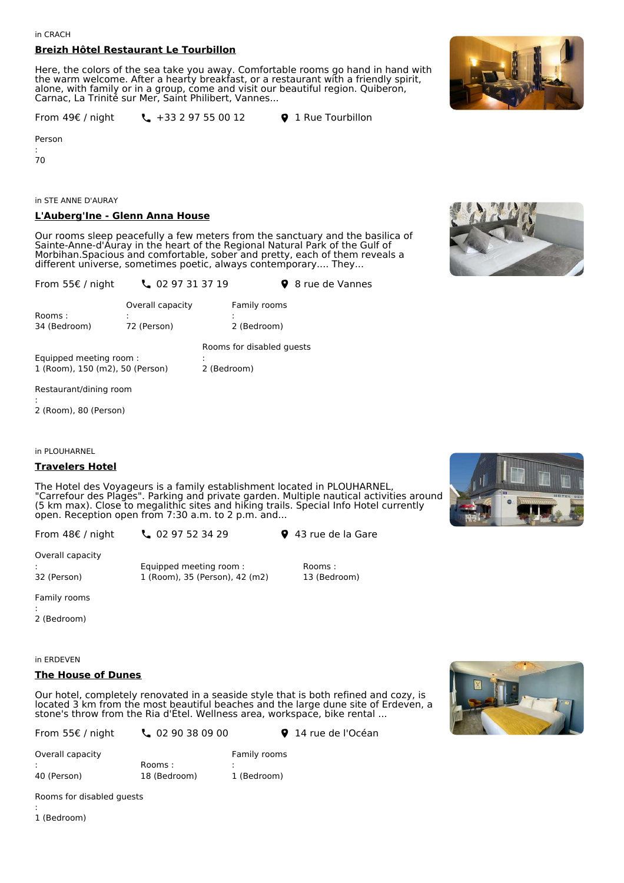in CRACH

### Breizh Hôtel Restaurant Le Tourbillon

Here, the colors of the sea take you away. Comfortable rooms go hand in hand with the warm welcome. After a hearty breakfast, or a restaurant with a friendly spirit, alone, with family or in a group, come and visit our beautiful region. Quiberon, Carnac, La Trinité sur Mer, Saint Philibert, Vannes...

From 49€ / night — +33 2 97 55 00 12 — 1 Rue Tourbillon

Person : 70

in STE ANNE D'AURAY

### L'Auberg'Ine - Glenn Anna House

Our rooms sleep peacefully a few meters from the sanctuary and the basilica of Sainte-Anne-d'Auray in the heart of the Regional Natural Park of the Gulf of Morbihan.Spacious and comfortable, sober and pretty, each of them reveals a different universe, sometimes poetic, always contemporary.... They...

From 55€ / night — 02 97 31 37 19 — 8 rue de Vannes

Rooms : 34 (Bedroom)

Overall capacity : 72 (Person)

Family rooms : 2 (Bedroom)

Equipped meeting room : 1 (Room), 150 (m2), 50 (Person)

Rooms for disabled guests : 2 (Bedroom)

Restaurant/dining room : 2 (Room), 80 (Person)

in PLOUHARNEL

### Travelers Hotel

The Hotel des Voyageurs is a family establishment located in PLOUHARNEL, "Carrefour des Plages". Parking and private garden. Multiple nautical activities around (5 km max). Close to megalithic sites and hiking trails. Special Info Hotel currently open. Reception open from 7:30 a.m. to 2 p.m. and...

From 48€ / night — 02 97 52 34 29 — 43 rue de la Gare

Overall capacity : 32 (Person)

Equipped meeting room : 1 (Room), 35 (Person), 42 (m2)

Rooms : 13 (Bedroom)

Family rooms : 2 (Bedroom)

in ERDEVEN

### The House of Dunes

Our hotel, completely renovated in a seaside style that is both refined and cozy, is located 3 km from the most beautiful beaches and the large dune site of Erdeven, a stone's throw from the Ria d'Étel. Wellness area, workspace, bike rental ...

From 55€ / night — 02 90 38 09 00 — 14 rue de l'Océan

Overall capacity : 40 (Person)

Rooms : 18 (Bedroom)

Family rooms : 1 (Bedroom)

Rooms for disabled guests : 1 (Bedroom)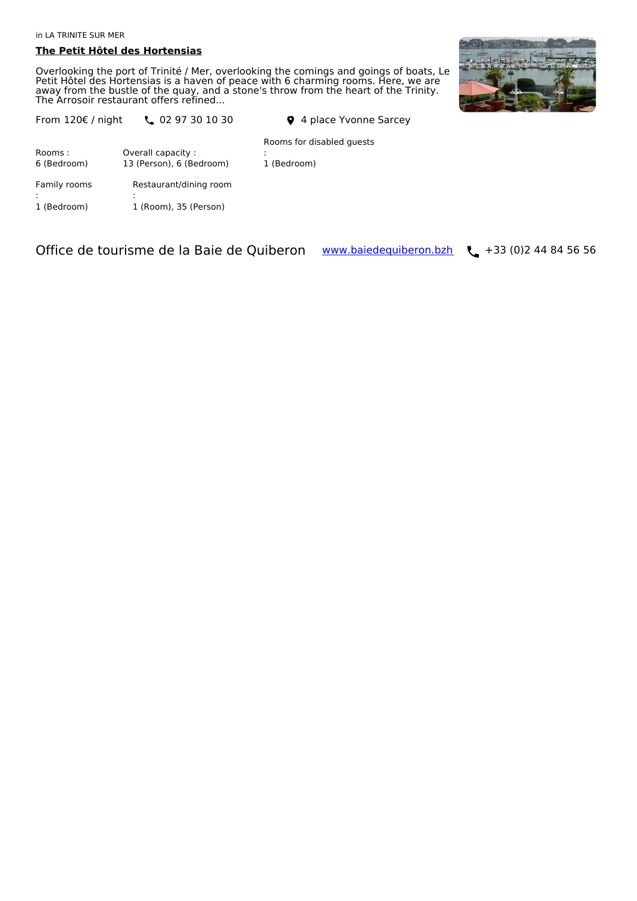in LA TRINITE SUR MER

## The Petit Hôtel des Hortensias

Overlooking the port of Trinité / Mer, overlooking the comings and goings of boats, Le Petit Hôtel des Hortensias is a haven of peace with 6 charming rooms. Here, we are away from the bustle of the quay, and a stone's throw from the heart of the Trinity. The Arrosoir restaurant offers refined...

From 120€ / night

02 97 30 10 30

4 place Yvonne Sarcey

Rooms :
6 (Bedroom)

Overall capacity :
13 (Person), 6 (Bedroom)

Rooms for disabled guests :
1 (Bedroom)

Family rooms :
1 (Bedroom)

Restaurant/dining room :
1 (Room), 35 (Person)

Office de tourisme de la Baie de Quiberon [www.baiedequiberon.bzh](www.baiedequiberon.bzh) +33 (0)2 44 84 56 56